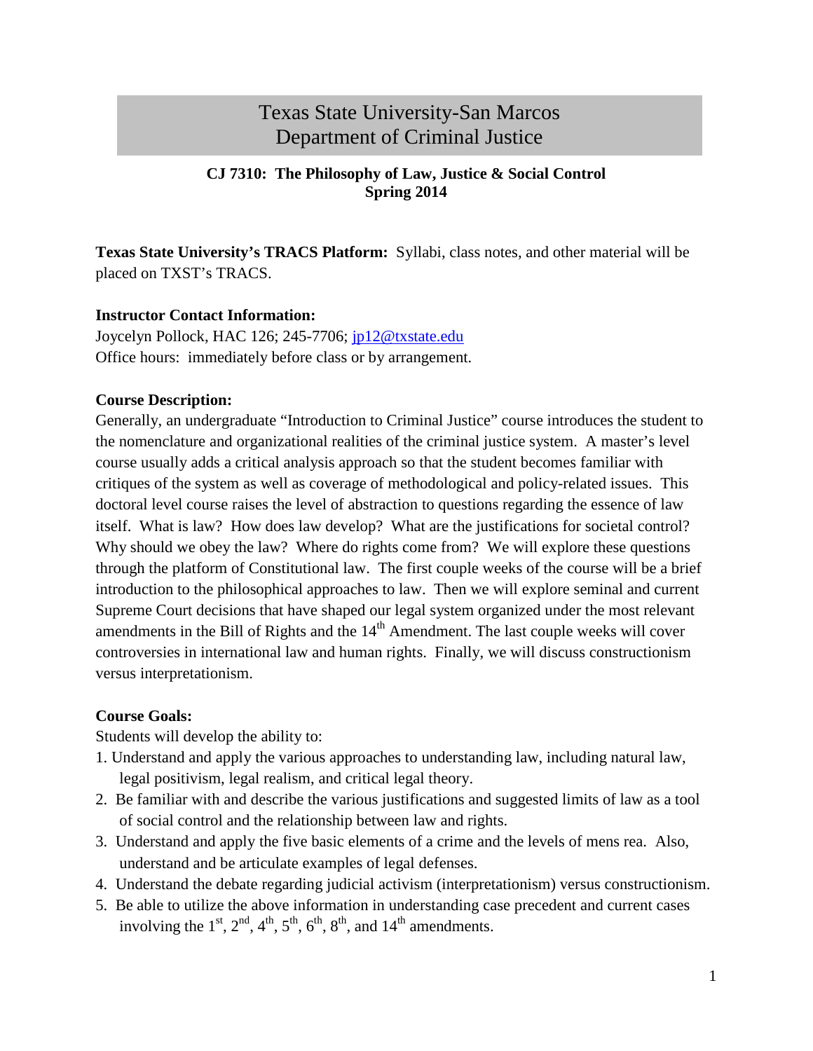# Texas State University-San Marcos
# Department of Criminal Justice

**CJ 7310: The Philosophy of Law, Justice & Social Control**
**Spring 2014**

**Texas State University's TRACS Platform:** Syllabi, class notes, and other material will be placed on TXST's TRACS.

**Instructor Contact Information:**
Joycelyn Pollock, HAC 126; 245-7706; jp12@txstate.edu
Office hours: immediately before class or by arrangement.

**Course Description:**
Generally, an undergraduate "Introduction to Criminal Justice" course introduces the student to the nomenclature and organizational realities of the criminal justice system. A master's level course usually adds a critical analysis approach so that the student becomes familiar with critiques of the system as well as coverage of methodological and policy-related issues. This doctoral level course raises the level of abstraction to questions regarding the essence of law itself. What is law? How does law develop? What are the justifications for societal control? Why should we obey the law? Where do rights come from? We will explore these questions through the platform of Constitutional law. The first couple weeks of the course will be a brief introduction to the philosophical approaches to law. Then we will explore seminal and current Supreme Court decisions that have shaped our legal system organized under the most relevant amendments in the Bill of Rights and the 14th Amendment. The last couple weeks will cover controversies in international law and human rights. Finally, we will discuss constructionism versus interpretationism.

**Course Goals:**
Students will develop the ability to:

1. Understand and apply the various approaches to understanding law, including natural law, legal positivism, legal realism, and critical legal theory.
2. Be familiar with and describe the various justifications and suggested limits of law as a tool of social control and the relationship between law and rights.
3. Understand and apply the five basic elements of a crime and the levels of mens rea. Also, understand and be articulate examples of legal defenses.
4. Understand the debate regarding judicial activism (interpretationism) versus constructionism.
5. Be able to utilize the above information in understanding case precedent and current cases involving the 1st, 2nd, 4th, 5th, 6th, 8th, and 14th amendments.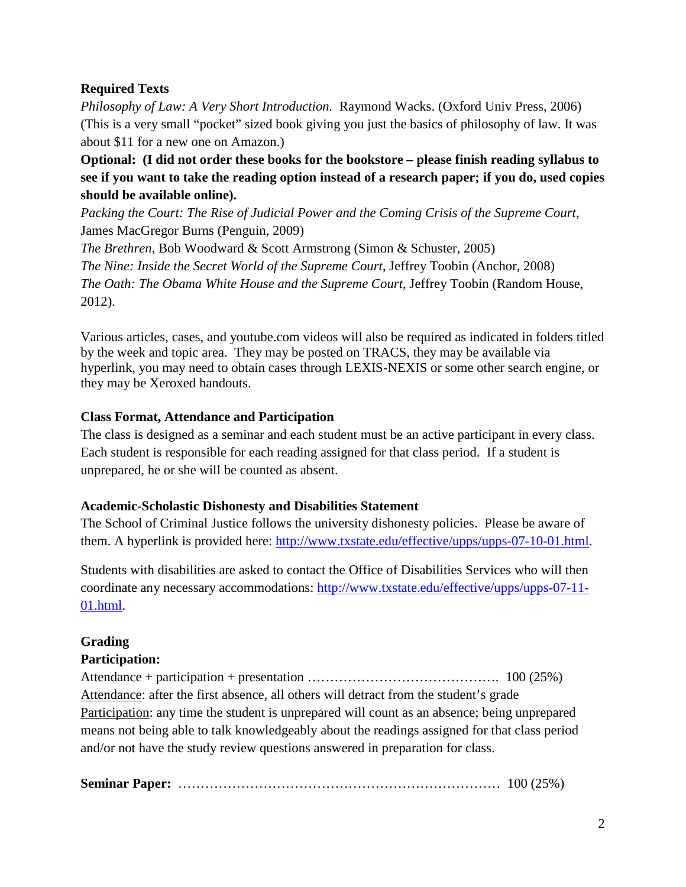**Required Texts**

*Philosophy of Law: A Very Short Introduction.* Raymond Wacks. (Oxford Univ Press, 2006) (This is a very small "pocket" sized book giving you just the basics of philosophy of law. It was about $11 for a new one on Amazon.)

**Optional: (I did not order these books for the bookstore – please finish reading syllabus to see if you want to take the reading option instead of a research paper; if you do, used copies should be available online).**

*Packing the Court: The Rise of Judicial Power and the Coming Crisis of the Supreme Court*, James MacGregor Burns (Penguin, 2009)

*The Brethren*, Bob Woodward & Scott Armstrong (Simon & Schuster, 2005)

*The Nine: Inside the Secret World of the Supreme Court*, Jeffrey Toobin (Anchor, 2008)

*The Oath: The Obama White House and the Supreme Court*, Jeffrey Toobin (Random House, 2012).

Various articles, cases, and youtube.com videos will also be required as indicated in folders titled by the week and topic area. They may be posted on TRACS, they may be available via hyperlink, you may need to obtain cases through LEXIS-NEXIS or some other search engine, or they may be Xeroxed handouts.

**Class Format, Attendance and Participation**

The class is designed as a seminar and each student must be an active participant in every class. Each student is responsible for each reading assigned for that class period. If a student is unprepared, he or she will be counted as absent.

**Academic-Scholastic Dishonesty and Disabilities Statement**

The School of Criminal Justice follows the university dishonesty policies. Please be aware of them. A hyperlink is provided here: [http://www.txstate.edu/effective/upps/upps-07-10-01.html](http://www.txstate.edu/effective/upps/upps-07-10-01.html).

Students with disabilities are asked to contact the Office of Disabilities Services who will then coordinate any necessary accommodations: [http://www.txstate.edu/effective/upps/upps-07-11-01.html](http://www.txstate.edu/effective/upps/upps-07-11-01.html).

**Grading**

**Participation:**

Attendance + participation + presentation ……………………………………. 100 (25%)

Attendance: after the first absence, all others will detract from the student's grade

Participation: any time the student is unprepared will count as an absence; being unprepared means not being able to talk knowledgeably about the readings assigned for that class period and/or not have the study review questions answered in preparation for class.

**Seminar Paper:** ……………………………………………………………… 100 (25%)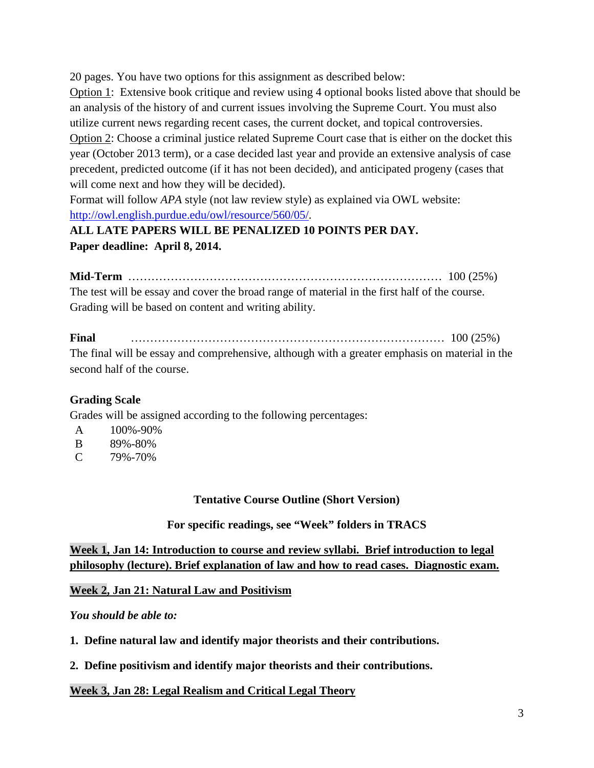20 pages. You have two options for this assignment as described below:

Option 1: Extensive book critique and review using 4 optional books listed above that should be an analysis of the history of and current issues involving the Supreme Court. You must also utilize current news regarding recent cases, the current docket, and topical controversies.

Option 2: Choose a criminal justice related Supreme Court case that is either on the docket this year (October 2013 term), or a case decided last year and provide an extensive analysis of case precedent, predicted outcome (if it has not been decided), and anticipated progeny (cases that will come next and how they will be decided).

Format will follow *APA* style (not law review style) as explained via OWL website: [http://owl.english.purdue.edu/owl/resource/560/05/](http://owl.english.purdue.edu/owl/resource/560/05/).

**ALL LATE PAPERS WILL BE PENALIZED 10 POINTS PER DAY.**

**Paper deadline: April 8, 2014.**

**Mid-Term** ………………………………………………………………………… 100 (25%)

The test will be essay and cover the broad range of material in the first half of the course. Grading will be based on content and writing ability.

**Final** ………………………………………………………………………… 100 (25%)

The final will be essay and comprehensive, although with a greater emphasis on material in the second half of the course.

**Grading Scale**

Grades will be assigned according to the following percentages:

| | |
|---|---|
| A | 100%-90% |
| B | 89%-80% |
| C | 79%-70% |

## Tentative Course Outline (Short Version)

**For specific readings, see "Week" folders in TRACS**

**Week 1, Jan 14: Introduction to course and review syllabi. Brief introduction to legal philosophy (lecture). Brief explanation of law and how to read cases. Diagnostic exam.**

**Week 2, Jan 21: Natural Law and Positivism**

***You should be able to:***

1. **Define natural law and identify major theorists and their contributions.**
2. **Define positivism and identify major theorists and their contributions.**

**Week 3, Jan 28: Legal Realism and Critical Legal Theory**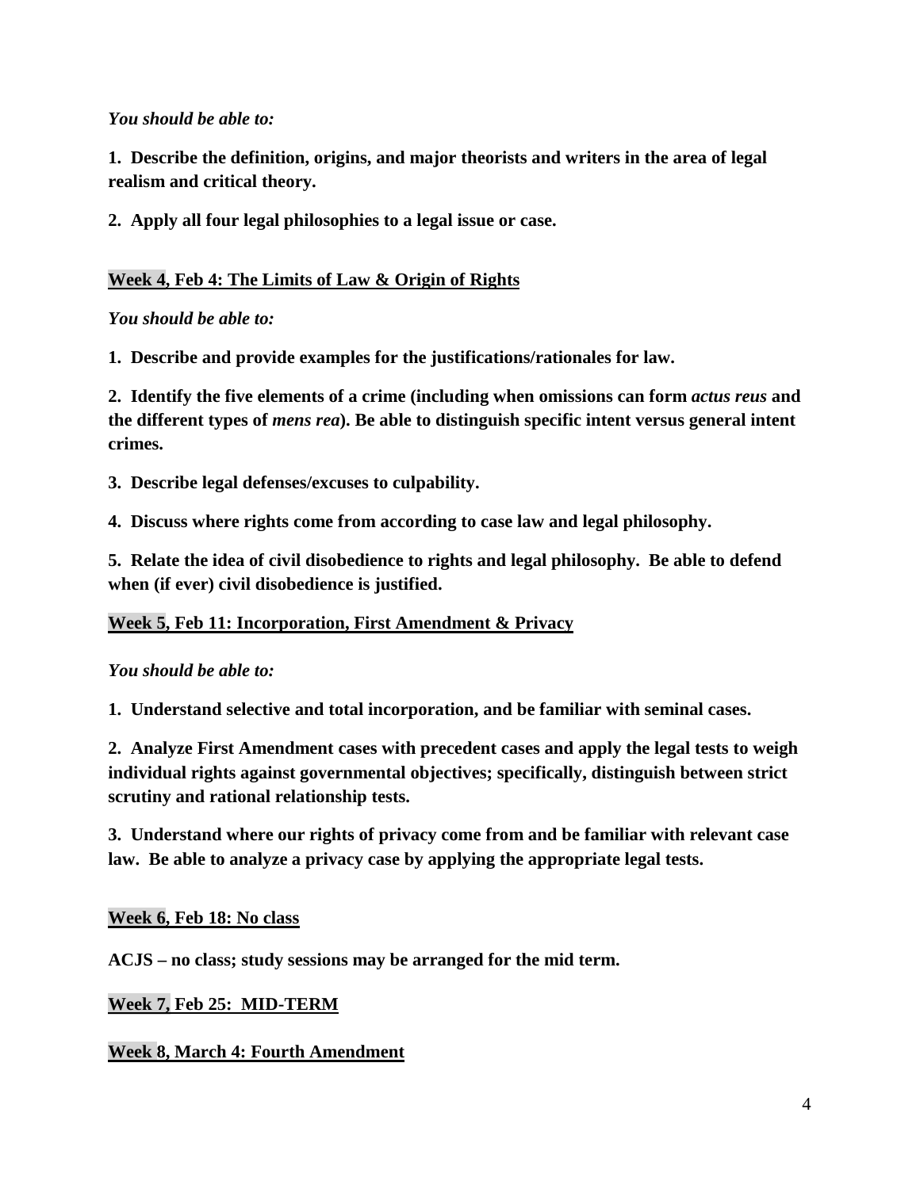*You should be able to:*

**1. Describe the definition, origins, and major theorists and writers in the area of legal realism and critical theory.**

**2. Apply all four legal philosophies to a legal issue or case.**

**Week 4, Feb 4: The Limits of Law & Origin of Rights**

*You should be able to:*

**1. Describe and provide examples for the justifications/rationales for law.**

**2. Identify the five elements of a crime (including when omissions can form *actus reus* and the different types of *mens rea*). Be able to distinguish specific intent versus general intent crimes.**

**3. Describe legal defenses/excuses to culpability.**

**4. Discuss where rights come from according to case law and legal philosophy.**

**5. Relate the idea of civil disobedience to rights and legal philosophy. Be able to defend when (if ever) civil disobedience is justified.**

**Week 5, Feb 11: Incorporation, First Amendment & Privacy**

*You should be able to:*

**1. Understand selective and total incorporation, and be familiar with seminal cases.**

**2. Analyze First Amendment cases with precedent cases and apply the legal tests to weigh individual rights against governmental objectives; specifically, distinguish between strict scrutiny and rational relationship tests.**

**3. Understand where our rights of privacy come from and be familiar with relevant case law. Be able to analyze a privacy case by applying the appropriate legal tests.**

**Week 6, Feb 18: No class**

**ACJS – no class; study sessions may be arranged for the mid term.**

**Week 7, Feb 25: MID-TERM**

**Week 8, March 4: Fourth Amendment**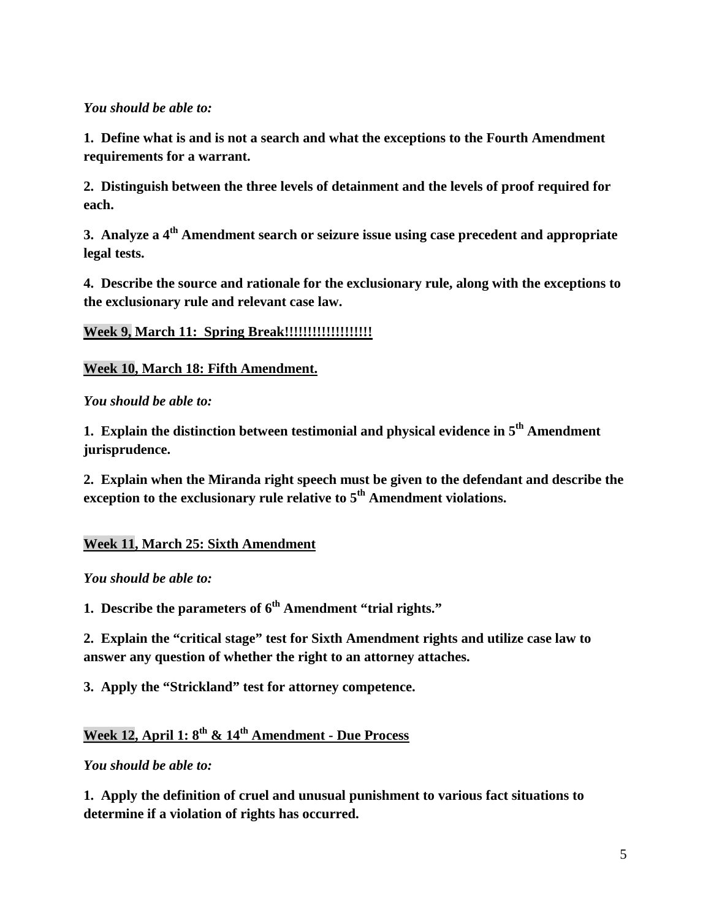***You should be able to:***

**1. Define what is and is not a search and what the exceptions to the Fourth Amendment requirements for a warrant.**

**2. Distinguish between the three levels of detainment and the levels of proof required for each.**

**3. Analyze a 4th Amendment search or seizure issue using case precedent and appropriate legal tests.**

**4. Describe the source and rationale for the exclusionary rule, along with the exceptions to the exclusionary rule and relevant case law.**

**Week 9, March 11: Spring Break!!!!!!!!!!!!!!!!!!**

**Week 10, March 18: Fifth Amendment.**

***You should be able to:***

**1. Explain the distinction between testimonial and physical evidence in 5th Amendment jurisprudence.**

**2. Explain when the Miranda right speech must be given to the defendant and describe the exception to the exclusionary rule relative to 5th Amendment violations.**

**Week 11, March 25: Sixth Amendment**

***You should be able to:***

**1. Describe the parameters of 6th Amendment "trial rights."**

**2. Explain the "critical stage" test for Sixth Amendment rights and utilize case law to answer any question of whether the right to an attorney attaches.**

**3. Apply the "Strickland" test for attorney competence.**

**Week 12, April 1: 8th & 14th Amendment - Due Process**

***You should be able to:***

**1. Apply the definition of cruel and unusual punishment to various fact situations to determine if a violation of rights has occurred.**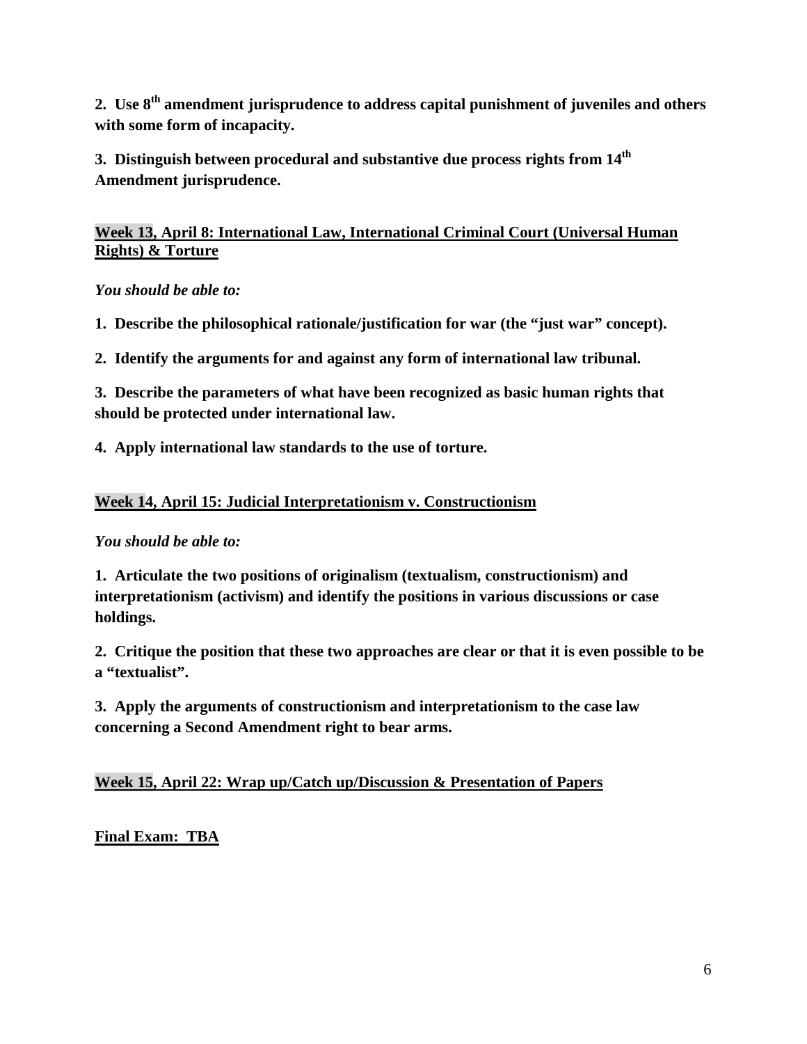**2. Use 8th amendment jurisprudence to address capital punishment of juveniles and others with some form of incapacity.**

**3. Distinguish between procedural and substantive due process rights from 14th Amendment jurisprudence.**

## Week 13, April 8: International Law, International Criminal Court (Universal Human Rights) & Torture

***You should be able to:***

**1. Describe the philosophical rationale/justification for war (the "just war" concept).**

**2. Identify the arguments for and against any form of international law tribunal.**

**3. Describe the parameters of what have been recognized as basic human rights that should be protected under international law.**

**4. Apply international law standards to the use of torture.**

## Week 14, April 15: Judicial Interpretationism v. Constructionism

***You should be able to:***

**1. Articulate the two positions of originalism (textualism, constructionism) and interpretationism (activism) and identify the positions in various discussions or case holdings.**

**2. Critique the position that these two approaches are clear or that it is even possible to be a "textualist".**

**3. Apply the arguments of constructionism and interpretationism to the case law concerning a Second Amendment right to bear arms.**

## Week 15, April 22: Wrap up/Catch up/Discussion & Presentation of Papers

## Final Exam: TBA